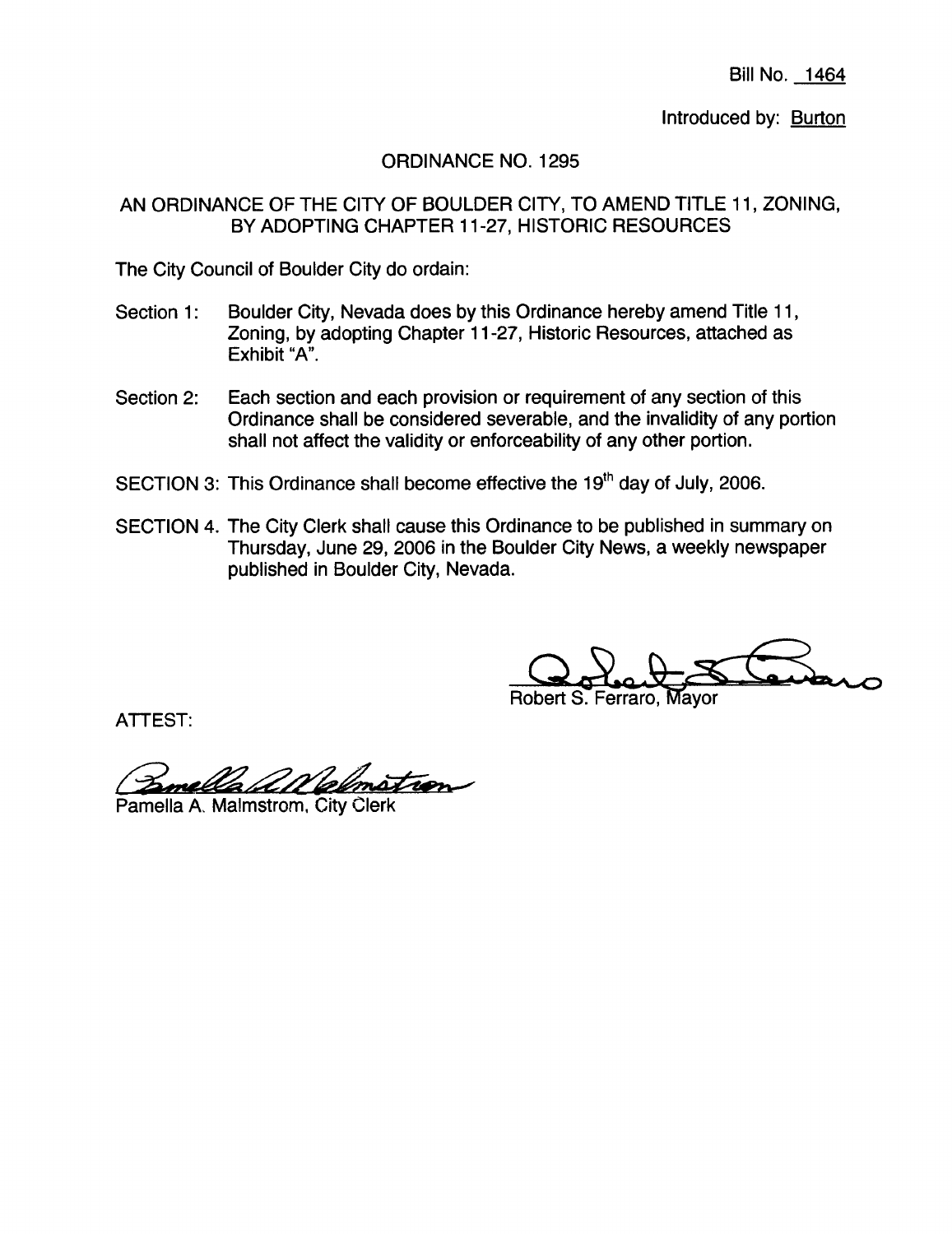Bill No. 1464

Introduced by: Burton

# ORDINANCE NO. 1295

## AN ORDINANCE OF THE CITY OF BOULDER CITY, TO AMEND TITLE 11, ZONING, BY ADOPTING CHAPTER 11-27, HISTORIC RESOURCES

The City Council of Boulder City do ordain:

Section 1: Boulder City, Nevada does by this Ordinance hereby amend Title 11, Zoning, by adopting Chapter 11-27, Historic Resources, attached as Exhibit "A".

Section 2: Each section and each provision or requirement of any section of this Ordinance shall be considered severable, and the invalidity of any portion shall not affect the validity or enforceability of any other portion.

SECTION 3: This Ordinance shall become effective the 19th day of July, 2006.

SECTION 4. The City Clerk shall cause this Ordinance to be published in summary on Thursday, June 29, 2006 in the Boulder City News, a weekly newspaper published in Boulder City, Nevada.

Robert S. Ferraro, Mayor

ATTEST:

Pamella A. Malmstrom, City Clerk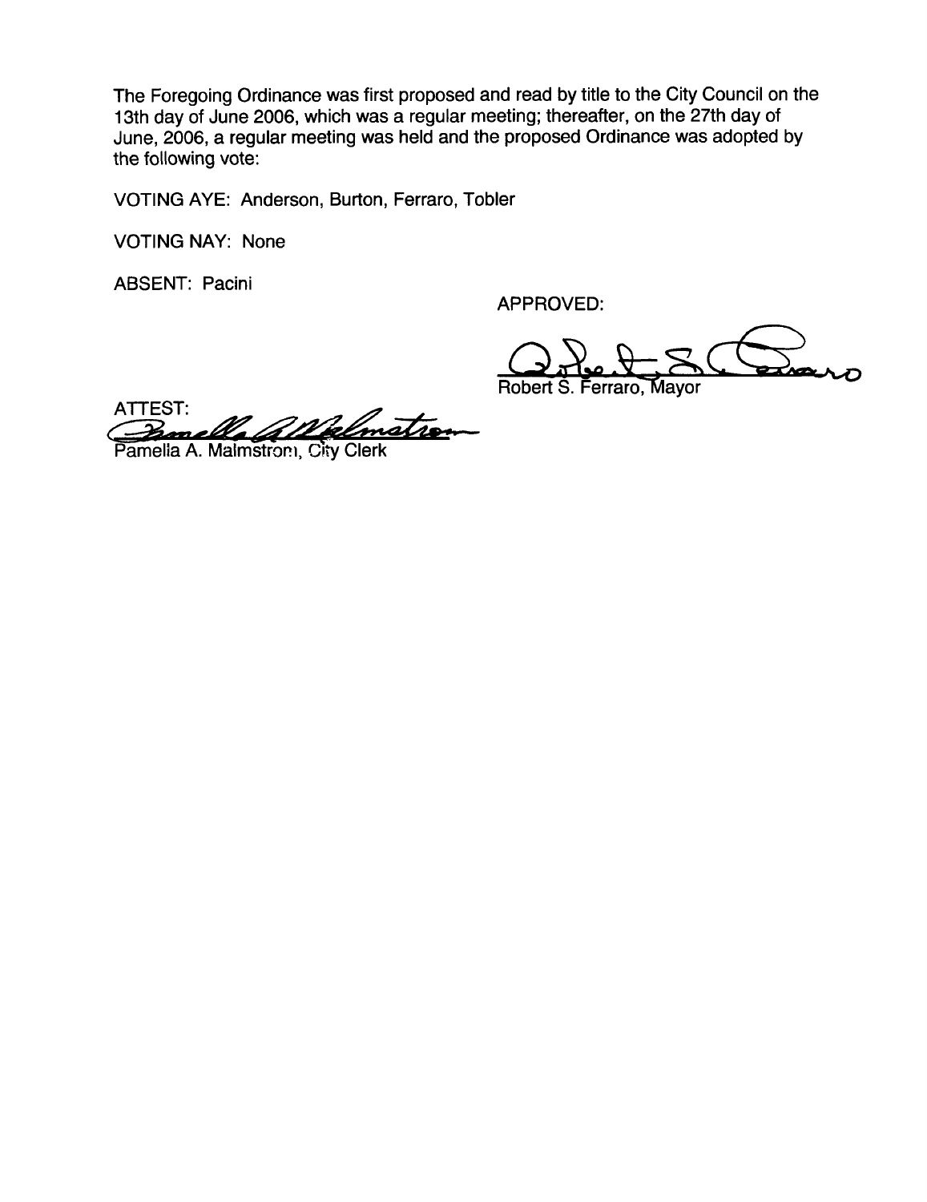The Foregoing Ordinance was first proposed and read by title to the City Council on the 13th day of June 2006, which was a regular meeting; thereafter, on the 27th day of June, 2006, a regular meeting was held and the proposed Ordinance was adopted by the following vote:

VOTING AYE: Anderson, Burton, Ferraro, Tobler

VOTING NAY: None

ABSENT: Pacini

APPROVED:

Robert S. Ferraro, Mayor

ATTEST:

Pamella A. Malmstrom, City Clerk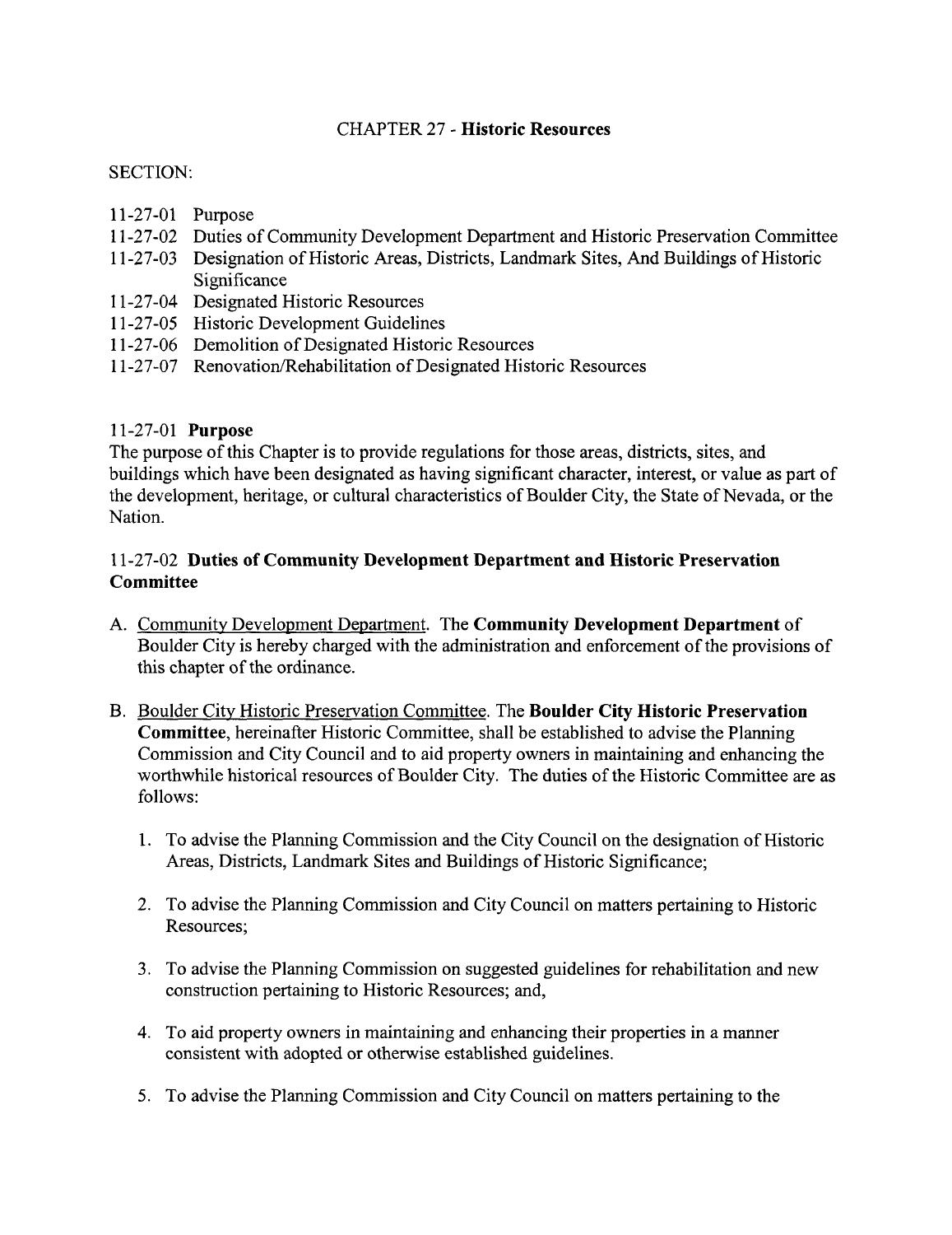# CHAPTER 27 - **Historic Resources**

SECTION:

- 11-27-01 Purpose
- 11-27-02 Duties of Community Development Department and Historic Preservation Committee
- 11-27-03 Designation of Historic Areas, Districts, Landmark Sites, And Buildings of Historic Significance
- 11-27-04 Designated Historic Resources
- 11-27-05 Historic Development Guidelines
- 11-27-06 Demolition of Designated Historic Resources
- 11-27-07 Renovation/Rehabilitation of Designated Historic Resources

## 11-27-01 **Purpose**

The purpose of this Chapter is to provide regulations for those areas, districts, sites, and buildings which have been designated as having significant character, interest, or value as part of the development, heritage, or cultural characteristics of Boulder City, the State of Nevada, or the Nation.

## 11-27-02 **Duties of Community Development Department and Historic Preservation Committee**

A. Community Development Department. The **Community Development Department** of Boulder City is hereby charged with the administration and enforcement of the provisions of this chapter of the ordinance.

B. Boulder City Historic Preservation Committee. The **Boulder City Historic Preservation Committee**, hereinafter Historic Committee, shall be established to advise the Planning Commission and City Council and to aid property owners in maintaining and enhancing the worthwhile historical resources of Boulder City. The duties of the Historic Committee are as follows:

1. To advise the Planning Commission and the City Council on the designation of Historic Areas, Districts, Landmark Sites and Buildings of Historic Significance;

2. To advise the Planning Commission and City Council on matters pertaining to Historic Resources;

3. To advise the Planning Commission on suggested guidelines for rehabilitation and new construction pertaining to Historic Resources; and,

4. To aid property owners in maintaining and enhancing their properties in a manner consistent with adopted or otherwise established guidelines.

5. To advise the Planning Commission and City Council on matters pertaining to the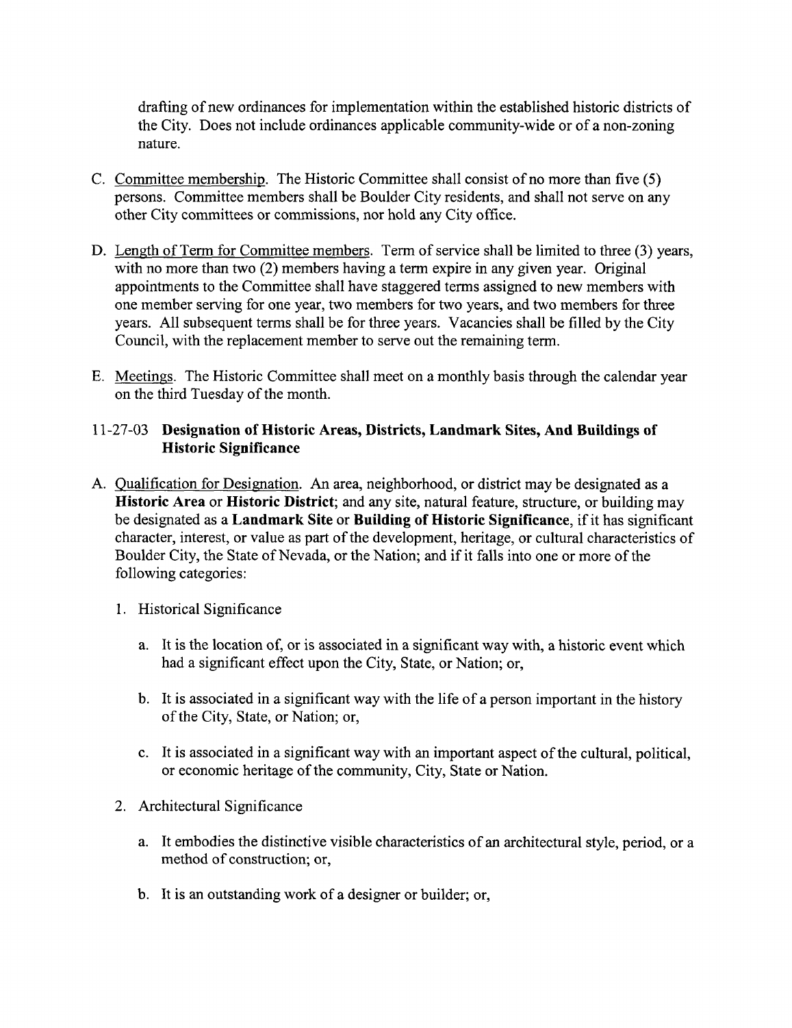drafting of new ordinances for implementation within the established historic districts of the City. Does not include ordinances applicable community-wide or of a non-zoning nature.

C. Committee membership. The Historic Committee shall consist of no more than five (5) persons. Committee members shall be Boulder City residents, and shall not serve on any other City committees or commissions, nor hold any City office.

D. Length of Term for Committee members. Term of service shall be limited to three (3) years, with no more than two (2) members having a term expire in any given year. Original appointments to the Committee shall have staggered terms assigned to new members with one member serving for one year, two members for two years, and two members for three years. All subsequent terms shall be for three years. Vacancies shall be filled by the City Council, with the replacement member to serve out the remaining term.

E. Meetings. The Historic Committee shall meet on a monthly basis through the calendar year on the third Tuesday of the month.

### 11-27-03 **Designation of Historic Areas, Districts, Landmark Sites, And Buildings of Historic Significance**

A. Qualification for Designation. An area, neighborhood, or district may be designated as a **Historic Area** or **Historic District**; and any site, natural feature, structure, or building may be designated as a **Landmark Site** or **Building of Historic Significance**, if it has significant character, interest, or value as part of the development, heritage, or cultural characteristics of Boulder City, the State of Nevada, or the Nation; and if it falls into one or more of the following categories:

1. Historical Significance

   a. It is the location of, or is associated in a significant way with, a historic event which had a significant effect upon the City, State, or Nation; or,

   b. It is associated in a significant way with the life of a person important in the history of the City, State, or Nation; or,

   c. It is associated in a significant way with an important aspect of the cultural, political, or economic heritage of the community, City, State or Nation.

2. Architectural Significance

   a. It embodies the distinctive visible characteristics of an architectural style, period, or a method of construction; or,

   b. It is an outstanding work of a designer or builder; or,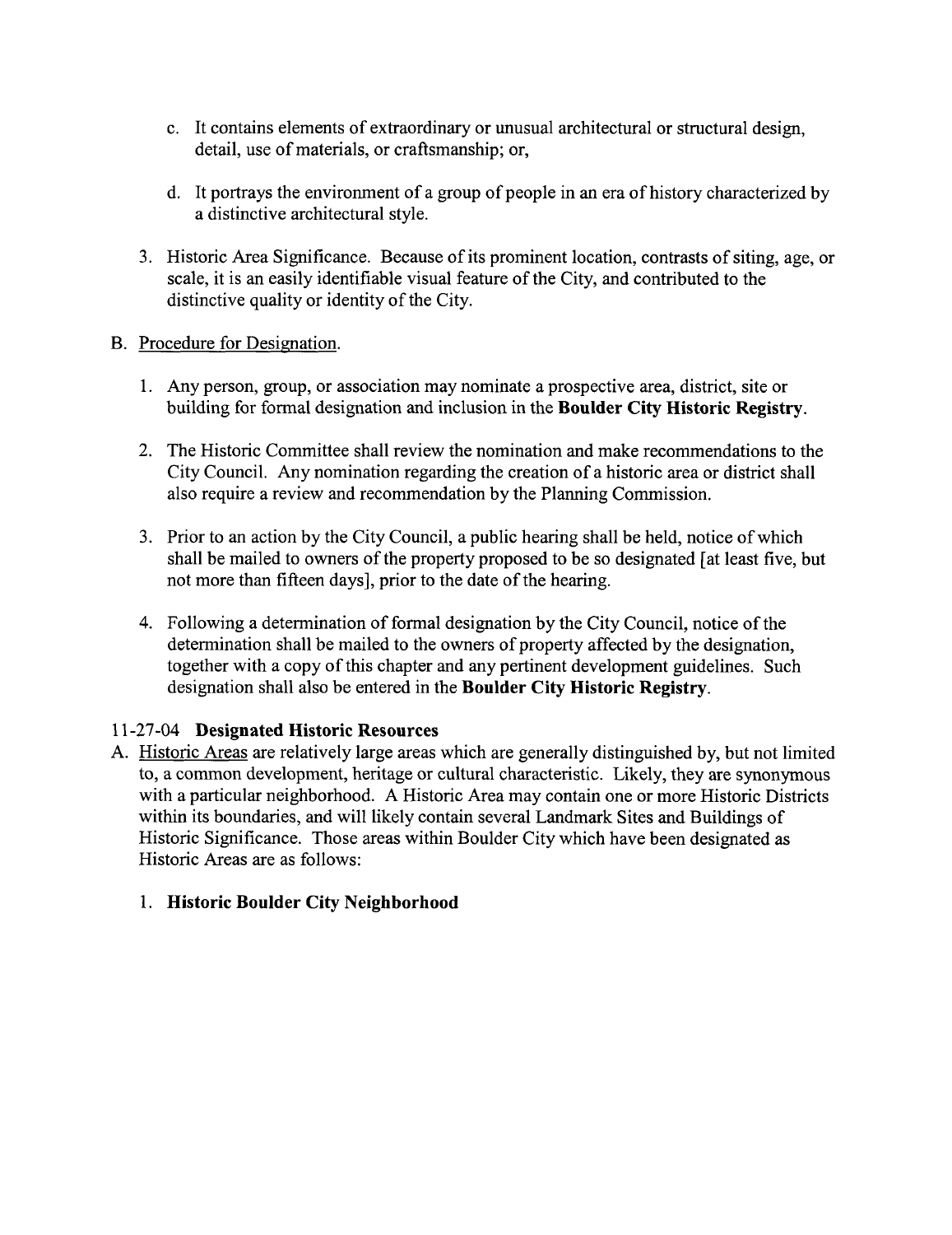c. It contains elements of extraordinary or unusual architectural or structural design, detail, use of materials, or craftsmanship; or,

d. It portrays the environment of a group of people in an era of history characterized by a distinctive architectural style.

3. Historic Area Significance. Because of its prominent location, contrasts of siting, age, or scale, it is an easily identifiable visual feature of the City, and contributed to the distinctive quality or identity of the City.

B. Procedure for Designation.

1. Any person, group, or association may nominate a prospective area, district, site or building for formal designation and inclusion in the **Boulder City Historic Registry**.

2. The Historic Committee shall review the nomination and make recommendations to the City Council. Any nomination regarding the creation of a historic area or district shall also require a review and recommendation by the Planning Commission.

3. Prior to an action by the City Council, a public hearing shall be held, notice of which shall be mailed to owners of the property proposed to be so designated [at least five, but not more than fifteen days], prior to the date of the hearing.

4. Following a determination of formal designation by the City Council, notice of the determination shall be mailed to the owners of property affected by the designation, together with a copy of this chapter and any pertinent development guidelines. Such designation shall also be entered in the **Boulder City Historic Registry**.

11-27-04 **Designated Historic Resources**

A. Historic Areas are relatively large areas which are generally distinguished by, but not limited to, a common development, heritage or cultural characteristic. Likely, they are synonymous with a particular neighborhood. A Historic Area may contain one or more Historic Districts within its boundaries, and will likely contain several Landmark Sites and Buildings of Historic Significance. Those areas within Boulder City which have been designated as Historic Areas are as follows:

1. **Historic Boulder City Neighborhood**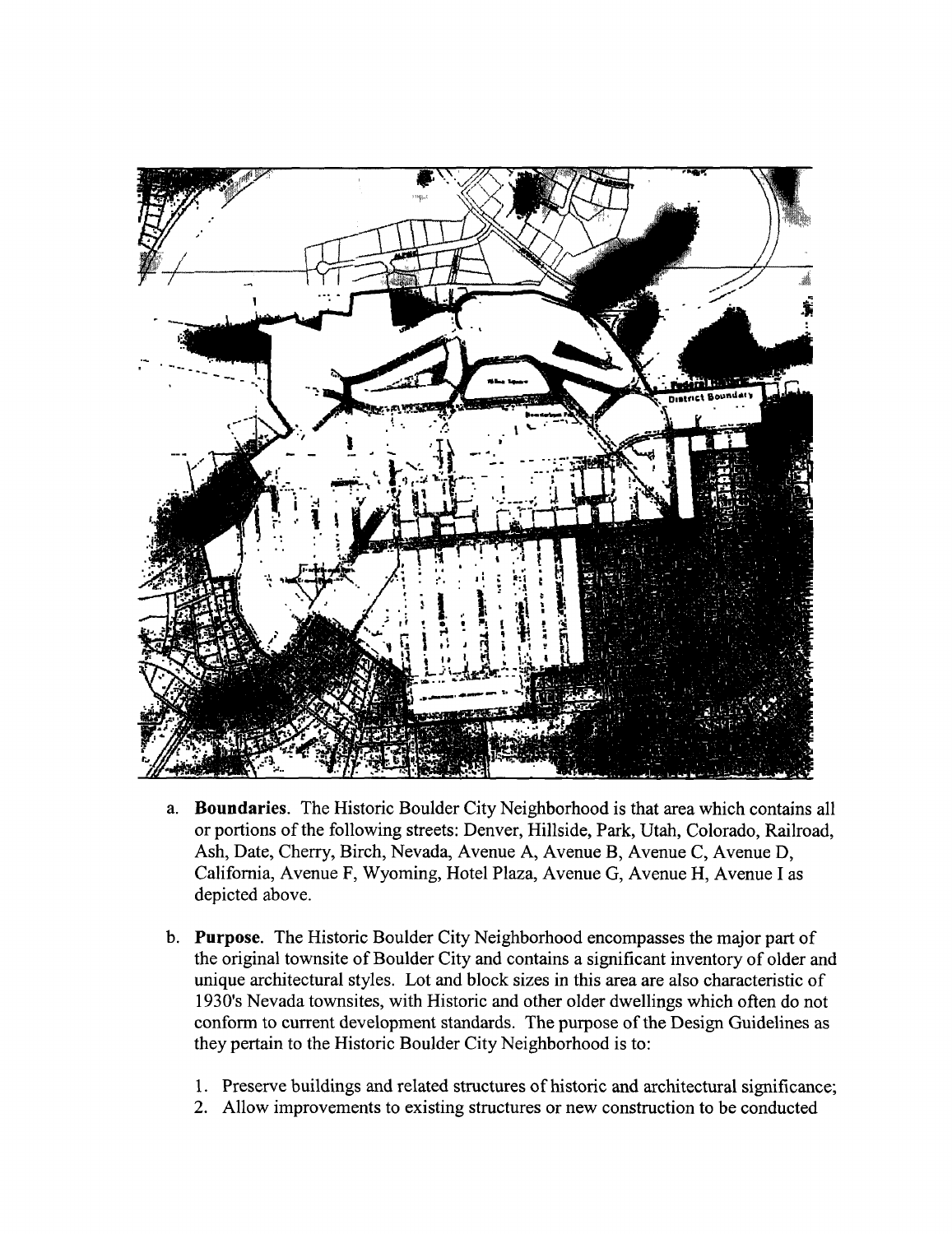a. **Boundaries**. The Historic Boulder City Neighborhood is that area which contains all or portions of the following streets: Denver, Hillside, Park, Utah, Colorado, Railroad, Ash, Date, Cherry, Birch, Nevada, Avenue A, Avenue B, Avenue C, Avenue D, California, Avenue F, Wyoming, Hotel Plaza, Avenue G, Avenue H, Avenue I as depicted above.

b. **Purpose**. The Historic Boulder City Neighborhood encompasses the major part of the original townsite of Boulder City and contains a significant inventory of older and unique architectural styles. Lot and block sizes in this area are also characteristic of 1930's Nevada townsites, with Historic and other older dwellings which often do not conform to current development standards. The purpose of the Design Guidelines as they pertain to the Historic Boulder City Neighborhood is to:

   1. Preserve buildings and related structures of historic and architectural significance;
   2. Allow improvements to existing structures or new construction to be conducted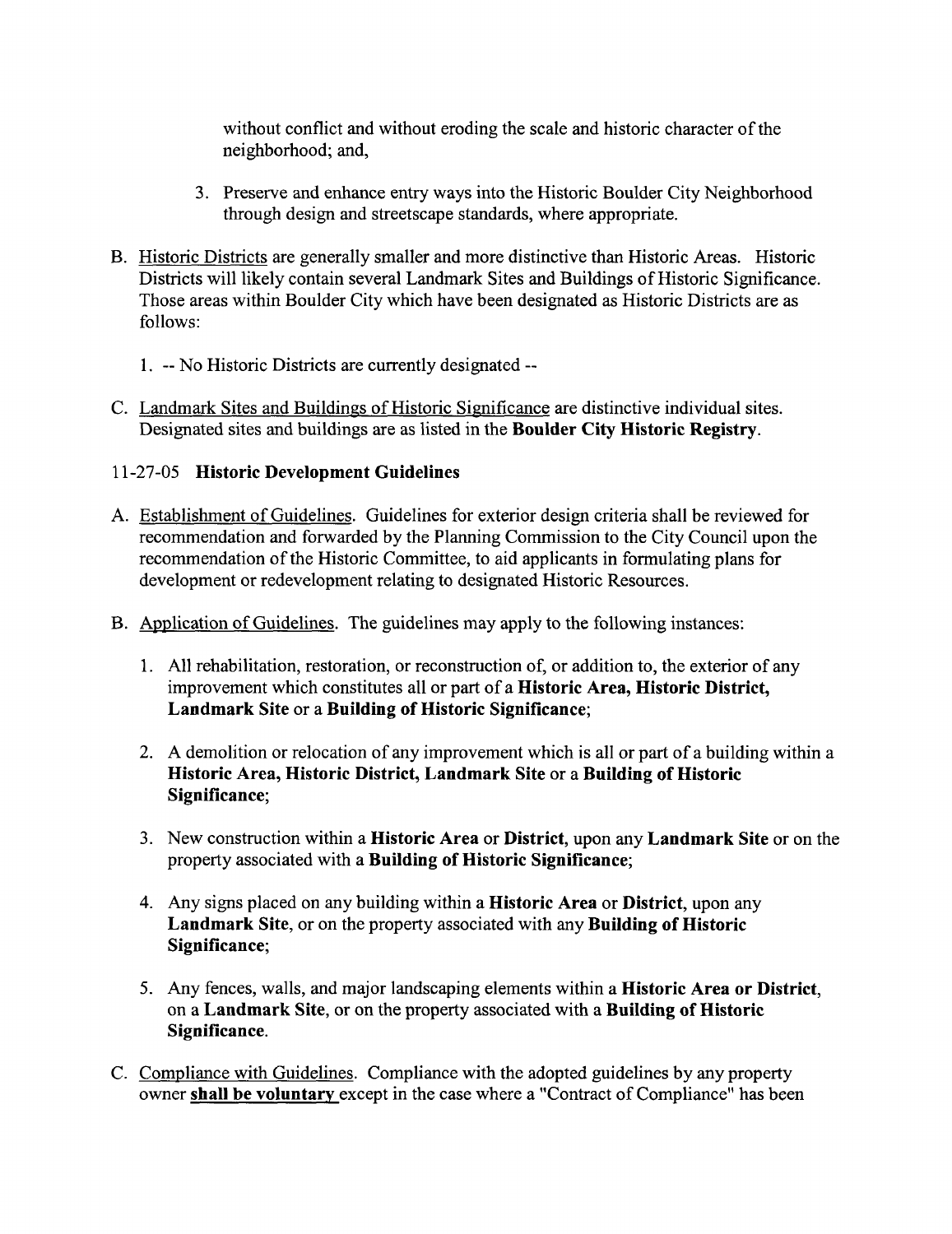without conflict and without eroding the scale and historic character of the neighborhood; and,

3. Preserve and enhance entry ways into the Historic Boulder City Neighborhood through design and streetscape standards, where appropriate.

B. Historic Districts are generally smaller and more distinctive than Historic Areas. Historic Districts will likely contain several Landmark Sites and Buildings of Historic Significance. Those areas within Boulder City which have been designated as Historic Districts are as follows:

   1. -- No Historic Districts are currently designated --

C. Landmark Sites and Buildings of Historic Significance are distinctive individual sites. Designated sites and buildings are as listed in the **Boulder City Historic Registry**.

## 11-27-05 **Historic Development Guidelines**

A. Establishment of Guidelines. Guidelines for exterior design criteria shall be reviewed for recommendation and forwarded by the Planning Commission to the City Council upon the recommendation of the Historic Committee, to aid applicants in formulating plans for development or redevelopment relating to designated Historic Resources.

B. Application of Guidelines. The guidelines may apply to the following instances:

   1. All rehabilitation, restoration, or reconstruction of, or addition to, the exterior of any improvement which constitutes all or part of a **Historic Area, Historic District, Landmark Site** or a **Building of Historic Significance**;

   2. A demolition or relocation of any improvement which is all or part of a building within a **Historic Area, Historic District, Landmark Site** or a **Building of Historic Significance**;

   3. New construction within a **Historic Area** or **District**, upon any **Landmark Site** or on the property associated with a **Building of Historic Significance**;

   4. Any signs placed on any building within a **Historic Area** or **District**, upon any **Landmark Site**, or on the property associated with any **Building of Historic Significance**;

   5. Any fences, walls, and major landscaping elements within a **Historic Area or District**, on a **Landmark Site**, or on the property associated with a **Building of Historic Significance**.

C. Compliance with Guidelines. Compliance with the adopted guidelines by any property owner **shall be voluntary** except in the case where a "Contract of Compliance" has been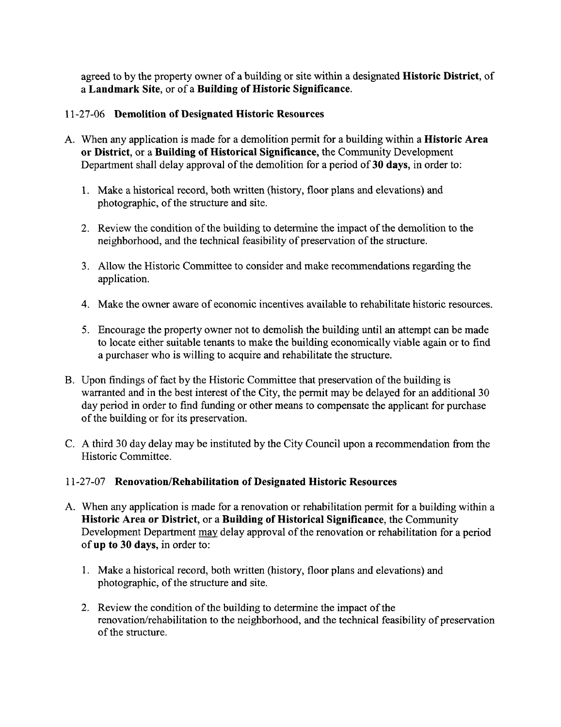agreed to by the property owner of a building or site within a designated **Historic District**, of a **Landmark Site**, or of a **Building of Historic Significance**.

### 11-27-06 **Demolition of Designated Historic Resources**

A. When any application is made for a demolition permit for a building within a **Historic Area or District**, or a **Building of Historical Significance**, the Community Development Department shall delay approval of the demolition for a period of **30 days**, in order to:

1. Make a historical record, both written (history, floor plans and elevations) and photographic, of the structure and site.

2. Review the condition of the building to determine the impact of the demolition to the neighborhood, and the technical feasibility of preservation of the structure.

3. Allow the Historic Committee to consider and make recommendations regarding the application.

4. Make the owner aware of economic incentives available to rehabilitate historic resources.

5. Encourage the property owner not to demolish the building until an attempt can be made to locate either suitable tenants to make the building economically viable again or to find a purchaser who is willing to acquire and rehabilitate the structure.

B. Upon findings of fact by the Historic Committee that preservation of the building is warranted and in the best interest of the City, the permit may be delayed for an additional 30 day period in order to find funding or other means to compensate the applicant for purchase of the building or for its preservation.

C. A third 30 day delay may be instituted by the City Council upon a recommendation from the Historic Committee.

### 11-27-07 **Renovation/Rehabilitation of Designated Historic Resources**

A. When any application is made for a renovation or rehabilitation permit for a building within a **Historic Area or District**, or a **Building of Historical Significance**, the Community Development Department may delay approval of the renovation or rehabilitation for a period of **up to 30 days,** in order to:

1. Make a historical record, both written (history, floor plans and elevations) and photographic, of the structure and site.

2. Review the condition of the building to determine the impact of the renovation/rehabilitation to the neighborhood, and the technical feasibility of preservation of the structure.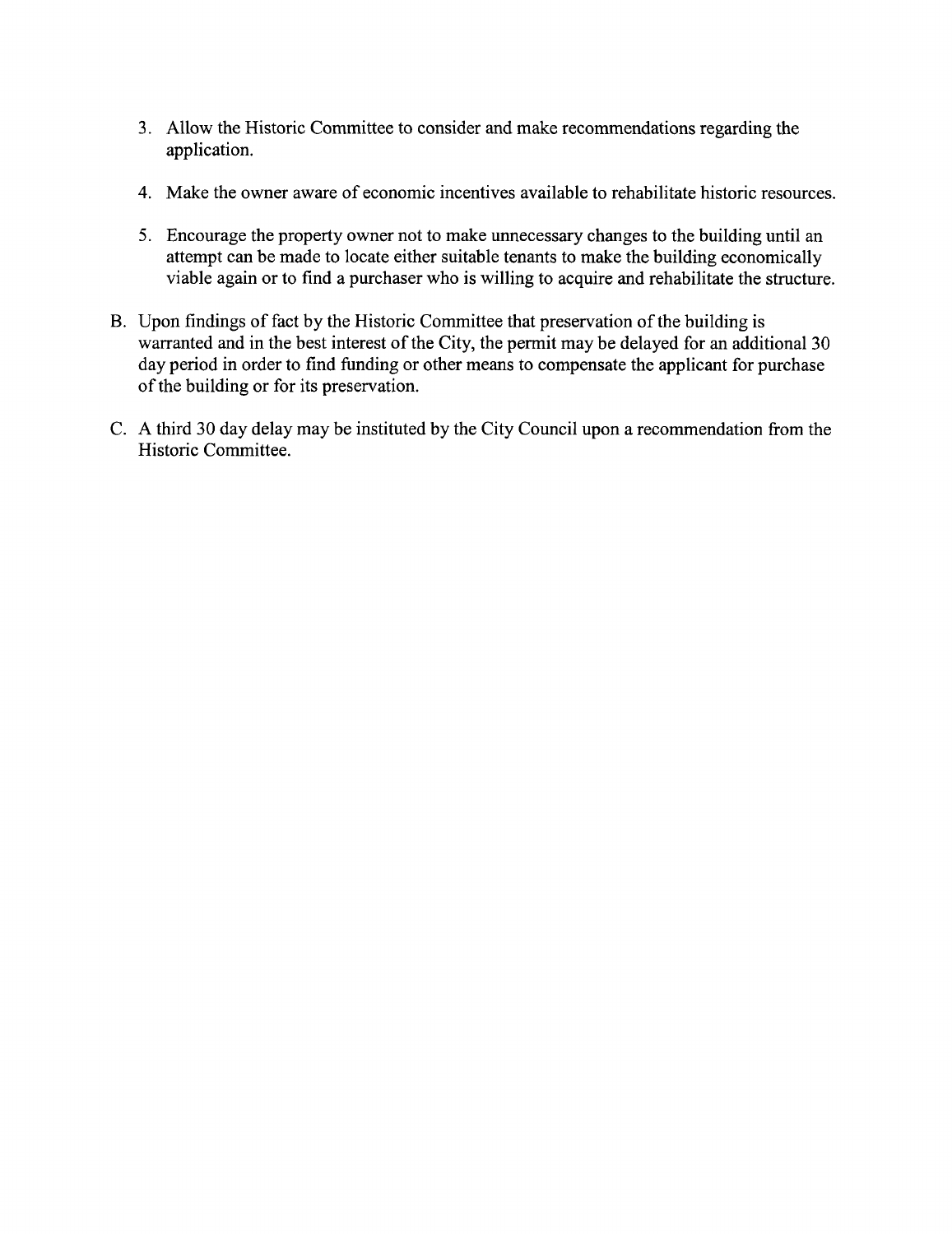3. Allow the Historic Committee to consider and make recommendations regarding the application.

4. Make the owner aware of economic incentives available to rehabilitate historic resources.

5. Encourage the property owner not to make unnecessary changes to the building until an attempt can be made to locate either suitable tenants to make the building economically viable again or to find a purchaser who is willing to acquire and rehabilitate the structure.

B. Upon findings of fact by the Historic Committee that preservation of the building is warranted and in the best interest of the City, the permit may be delayed for an additional 30 day period in order to find funding or other means to compensate the applicant for purchase of the building or for its preservation.

C. A third 30 day delay may be instituted by the City Council upon a recommendation from the Historic Committee.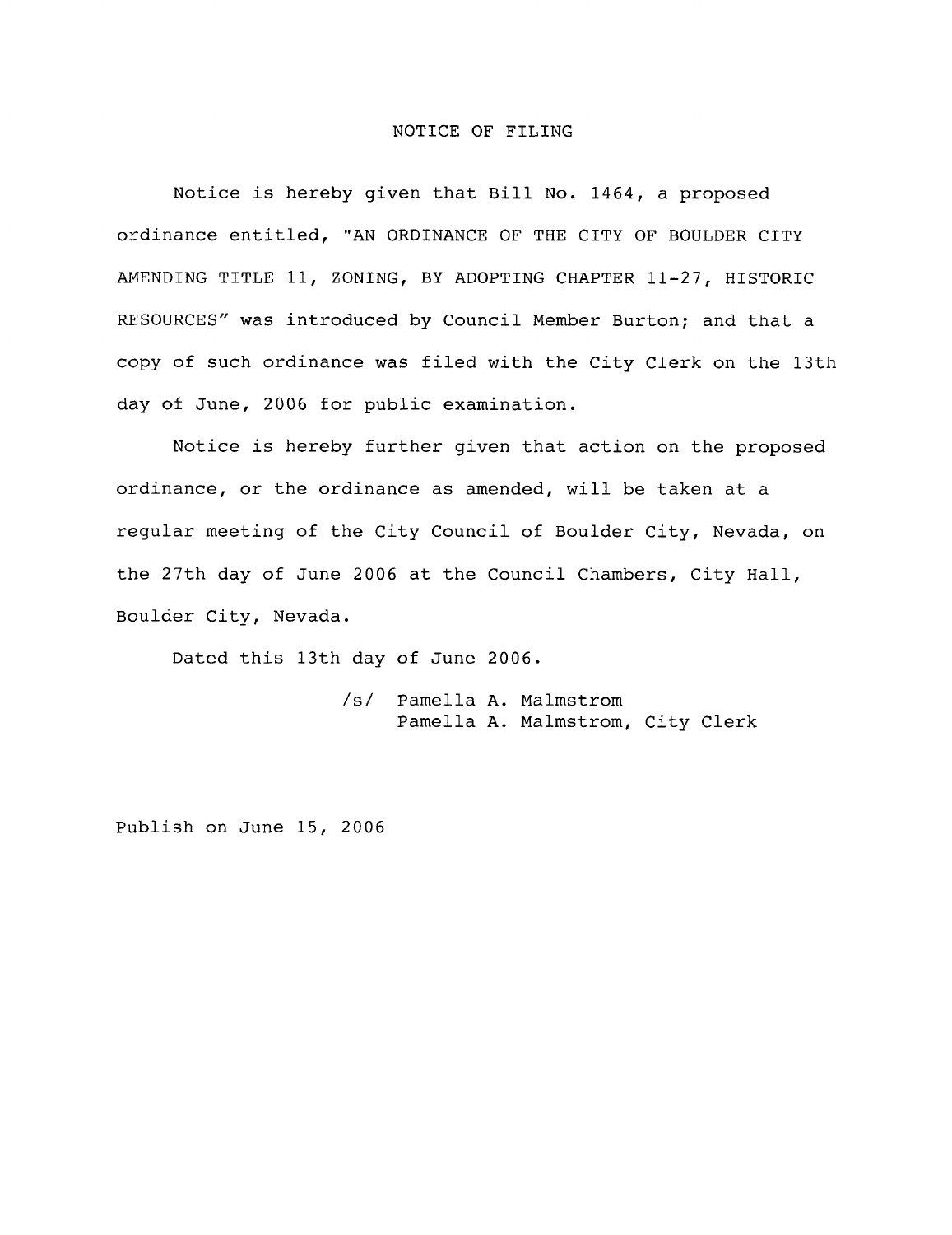# NOTICE OF FILING

Notice is hereby given that Bill No. 1464, a proposed ordinance entitled, "AN ORDINANCE OF THE CITY OF BOULDER CITY AMENDING TITLE 11, ZONING, BY ADOPTING CHAPTER 11-27, HISTORIC RESOURCES" was introduced by Council Member Burton; and that a copy of such ordinance was filed with the City Clerk on the 13th day of June, 2006 for public examination.

Notice is hereby further given that action on the proposed ordinance, or the ordinance as amended, will be taken at a regular meeting of the City Council of Boulder City, Nevada, on the 27th day of June 2006 at the Council Chambers, City Hall, Boulder City, Nevada.

Dated this 13th day of June 2006.

/s/ Pamella A. Malmstrom
Pamella A. Malmstrom, City Clerk

Publish on June 15, 2006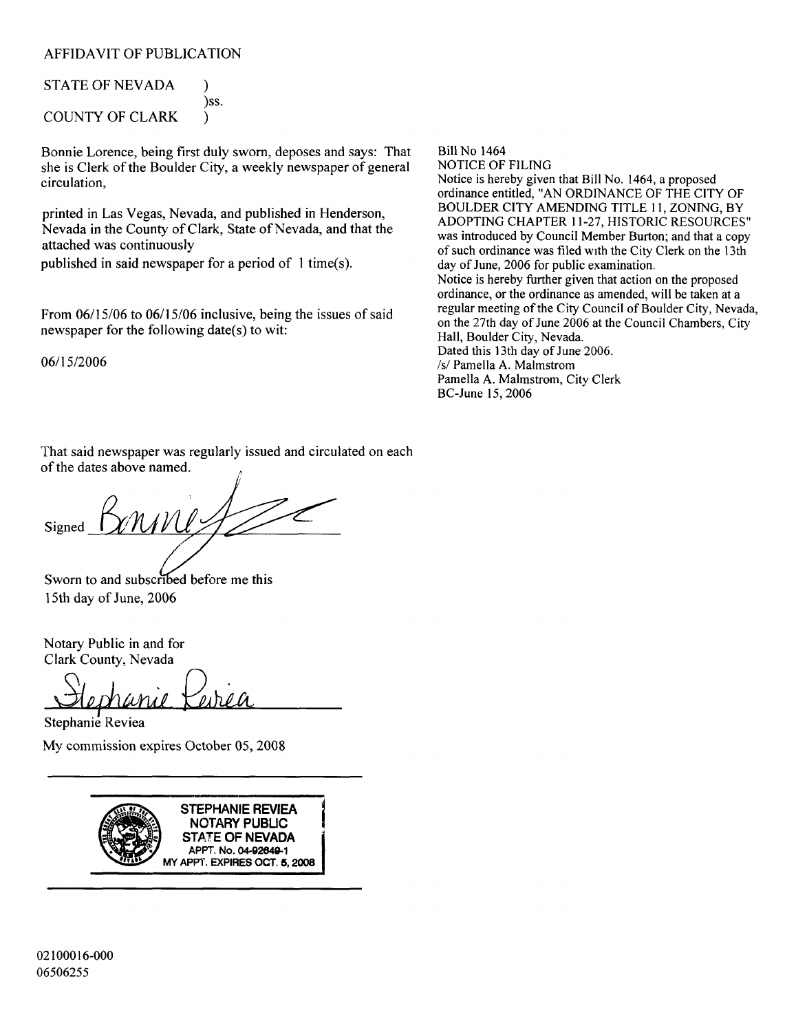AFFIDAVIT OF PUBLICATION

STATE OF NEVADA )
)ss.
COUNTY OF CLARK )

Bonnie Lorence, being first duly sworn, deposes and says: That she is Clerk of the Boulder City, a weekly newspaper of general circulation,

printed in Las Vegas, Nevada, and published in Henderson, Nevada in the County of Clark, State of Nevada, and that the attached was continuously published in said newspaper for a period of 1 time(s).

From 06/15/06 to 06/15/06 inclusive, being the issues of said newspaper for the following date(s) to wit:

06/15/2006

Bill No 1464
NOTICE OF FILING
Notice is hereby given that Bill No. 1464, a proposed ordinance entitled, "AN ORDINANCE OF THE CITY OF BOULDER CITY AMENDING TITLE 11, ZONING, BY ADOPTING CHAPTER 11-27, HISTORIC RESOURCES" was introduced by Council Member Burton; and that a copy of such ordinance was filed with the City Clerk on the 13th day of June, 2006 for public examination.
Notice is hereby further given that action on the proposed ordinance, or the ordinance as amended, will be taken at a regular meeting of the City Council of Boulder City, Nevada, on the 27th day of June 2006 at the Council Chambers, City Hall, Boulder City, Nevada.
Dated this 13th day of June 2006.
/s/ Pamella A. Malmstrom
Pamella A. Malmstrom, City Clerk
BC-June 15, 2006

That said newspaper was regularly issued and circulated on each of the dates above named.

Signed Bonnie

Sworn to and subscribed before me this 15th day of June, 2006

Notary Public in and for
Clark County, Nevada

Stephanie Reviea

Stephanie Reviea
My commission expires October 05, 2008

STEPHANIE REVIEA
NOTARY PUBLIC
STATE OF NEVADA
APPT. No. 04-92649-1
MY APPT. EXPIRES OCT. 5, 2008

02100016-000
06506255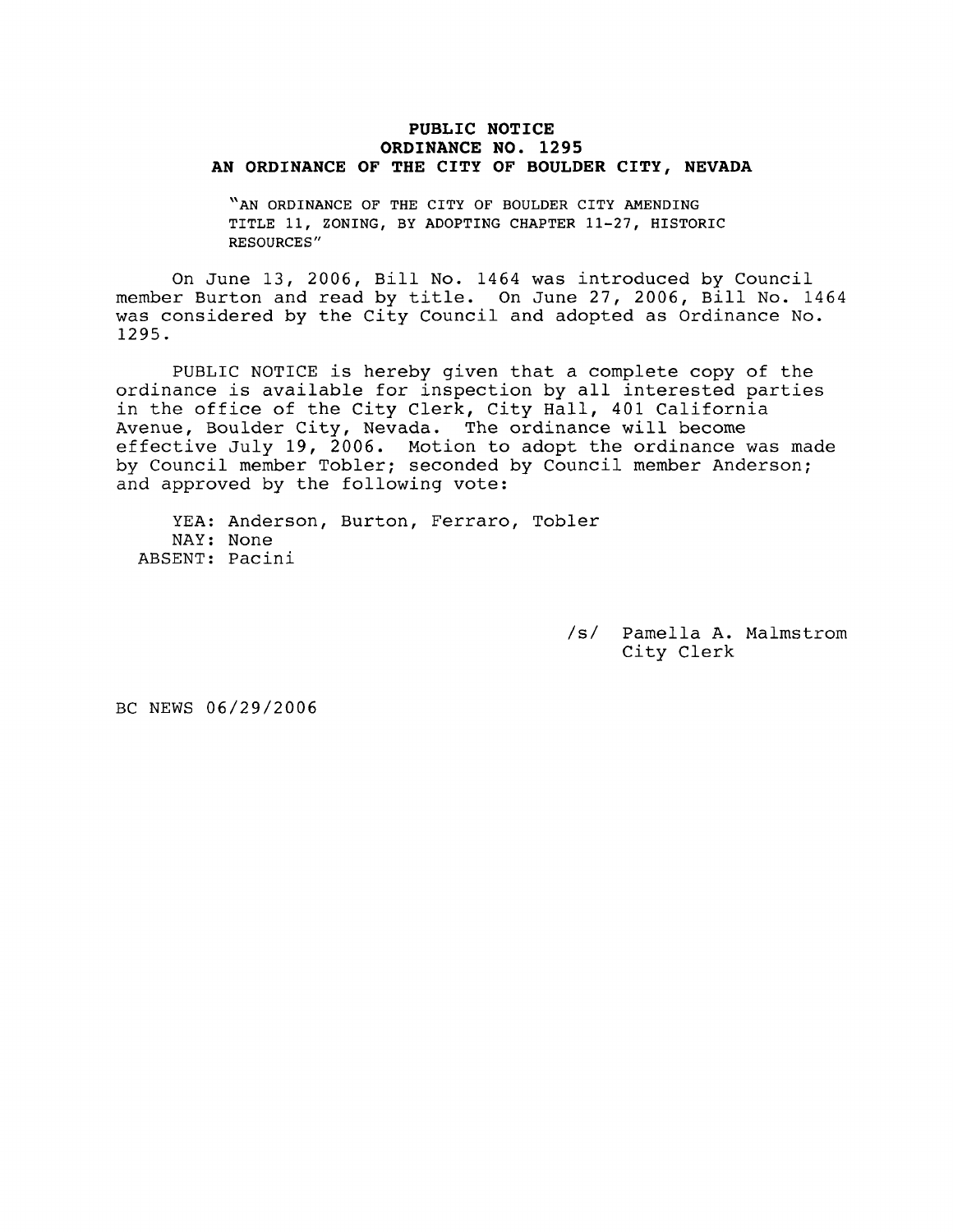# PUBLIC NOTICE
## ORDINANCE NO. 1295
## AN ORDINANCE OF THE CITY OF BOULDER CITY, NEVADA

"AN ORDINANCE OF THE CITY OF BOULDER CITY AMENDING TITLE 11, ZONING, BY ADOPTING CHAPTER 11-27, HISTORIC RESOURCES"

On June 13, 2006, Bill No. 1464 was introduced by Council member Burton and read by title. On June 27, 2006, Bill No. 1464 was considered by the City Council and adopted as Ordinance No. 1295.

PUBLIC NOTICE is hereby given that a complete copy of the ordinance is available for inspection by all interested parties in the office of the City Clerk, City Hall, 401 California Avenue, Boulder City, Nevada. The ordinance will become effective July 19, 2006. Motion to adopt the ordinance was made by Council member Tobler; seconded by Council member Anderson; and approved by the following vote:

YEA: Anderson, Burton, Ferraro, Tobler
NAY: None
ABSENT: Pacini

/s/ Pamella A. Malmstrom
City Clerk

BC NEWS 06/29/2006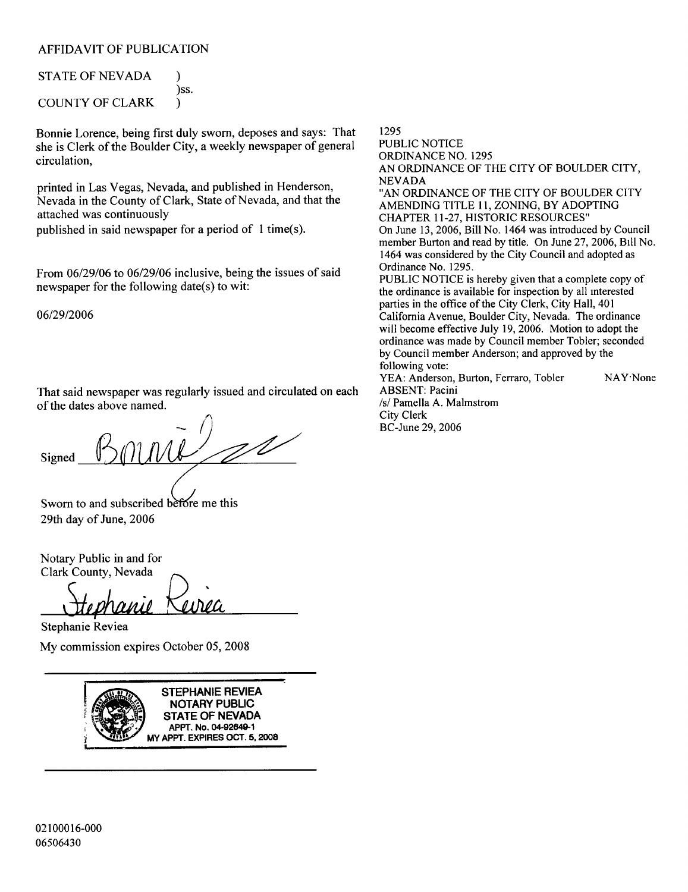AFFIDAVIT OF PUBLICATION

STATE OF NEVADA )
)ss.
COUNTY OF CLARK )

Bonnie Lorence, being first duly sworn, deposes and says: That she is Clerk of the Boulder City, a weekly newspaper of general circulation,

printed in Las Vegas, Nevada, and published in Henderson, Nevada in the County of Clark, State of Nevada, and that the attached was continuously
published in said newspaper for a period of 1 time(s).

From 06/29/06 to 06/29/06 inclusive, being the issues of said newspaper for the following date(s) to wit:

06/29/2006

That said newspaper was regularly issued and circulated on each of the dates above named.

Signed Bonnie

Sworn to and subscribed before me this
29th day of June, 2006

Notary Public in and for
Clark County, Nevada

Stephanie Reviea

Stephanie Reviea

My commission expires October 05, 2008

STEPHANIE REVIEA
NOTARY PUBLIC
STATE OF NEVADA
APPT. No. 04-92649-1
MY APPT. EXPIRES OCT. 5, 2008

02100016-000
06506430

1295
PUBLIC NOTICE
ORDINANCE NO. 1295
AN ORDINANCE OF THE CITY OF BOULDER CITY, NEVADA
"AN ORDINANCE OF THE CITY OF BOULDER CITY AMENDING TITLE 11, ZONING, BY ADOPTING CHAPTER 11-27, HISTORIC RESOURCES"
On June 13, 2006, Bill No. 1464 was introduced by Council member Burton and read by title. On June 27, 2006, Bill No. 1464 was considered by the City Council and adopted as Ordinance No. 1295.
PUBLIC NOTICE is hereby given that a complete copy of the ordinance is available for inspection by all interested parties in the office of the City Clerk, City Hall, 401 California Avenue, Boulder City, Nevada. The ordinance will become effective July 19, 2006. Motion to adopt the ordinance was made by Council member Tobler; seconded by Council member Anderson; and approved by the following vote:
YEA: Anderson, Burton, Ferraro, Tobler NAY:None
ABSENT: Pacini
/s/ Pamella A. Malmstrom
City Clerk
BC-June 29, 2006